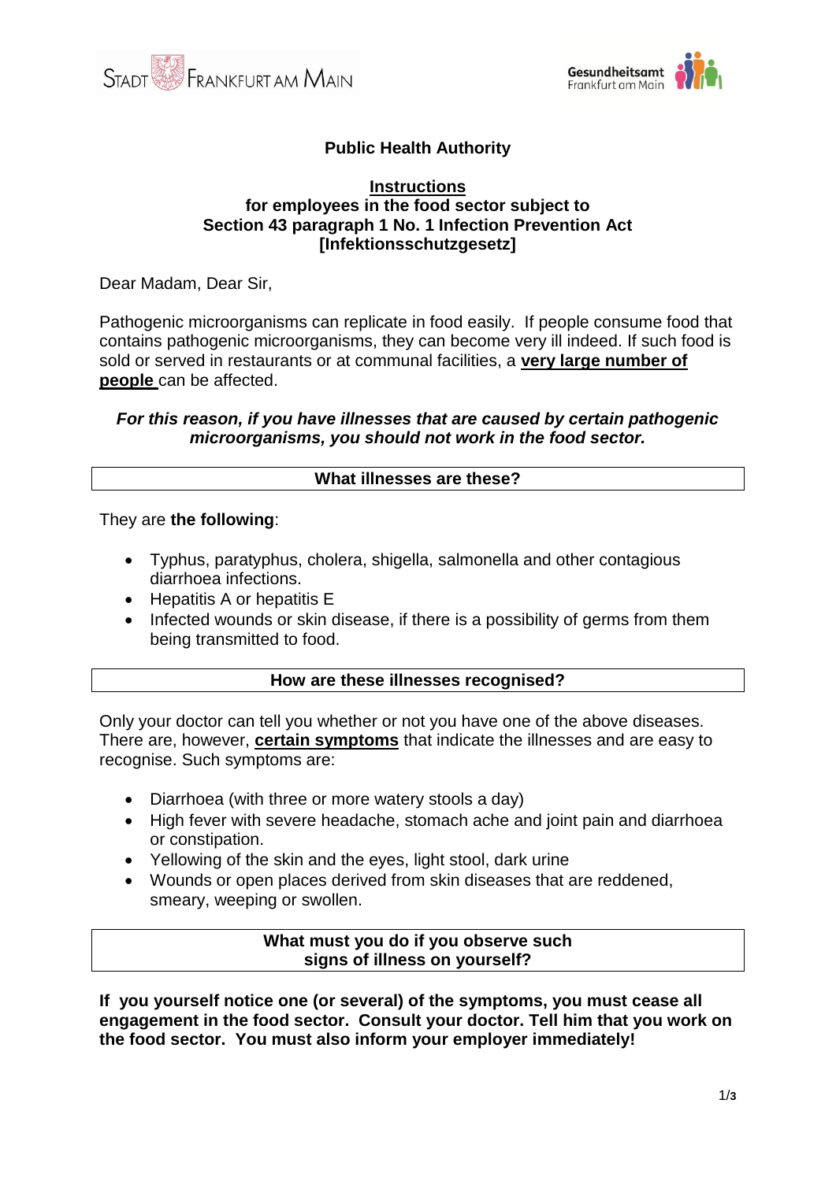Stadt Frankfurt am Main

Gesundheitsamt Frankfurt am Main

**Public Health Authority**

## Instructions
## for employees in the food sector subject to Section 43 paragraph 1 No. 1 Infection Prevention Act [Infektionsschutzgesetz]

Dear Madam, Dear Sir,

Pathogenic microorganisms can replicate in food easily. If people consume food that contains pathogenic microorganisms, they can become very ill indeed. If such food is sold or served in restaurants or at communal facilities, a **very large number of people** can be affected.

***For this reason, if you have illnesses that are caused by certain pathogenic microorganisms, you should not work in the food sector.***

### What illnesses are these?

They are **the following**:

- Typhus, paratyphus, cholera, shigella, salmonella and other contagious diarrhoea infections.
- Hepatitis A or hepatitis E
- Infected wounds or skin disease, if there is a possibility of germs from them being transmitted to food.

### How are these illnesses recognised?

Only your doctor can tell you whether or not you have one of the above diseases. There are, however, **certain symptoms** that indicate the illnesses and are easy to recognise. Such symptoms are:

- Diarrhoea (with three or more watery stools a day)
- High fever with severe headache, stomach ache and joint pain and diarrhoea or constipation.
- Yellowing of the skin and the eyes, light stool, dark urine
- Wounds or open places derived from skin diseases that are reddened, smeary, weeping or swollen.

### What must you do if you observe such signs of illness on yourself?

**If you yourself notice one (or several) of the symptoms, you must cease all engagement in the food sector. Consult your doctor. Tell him that you work on the food sector. You must also inform your employer immediately!**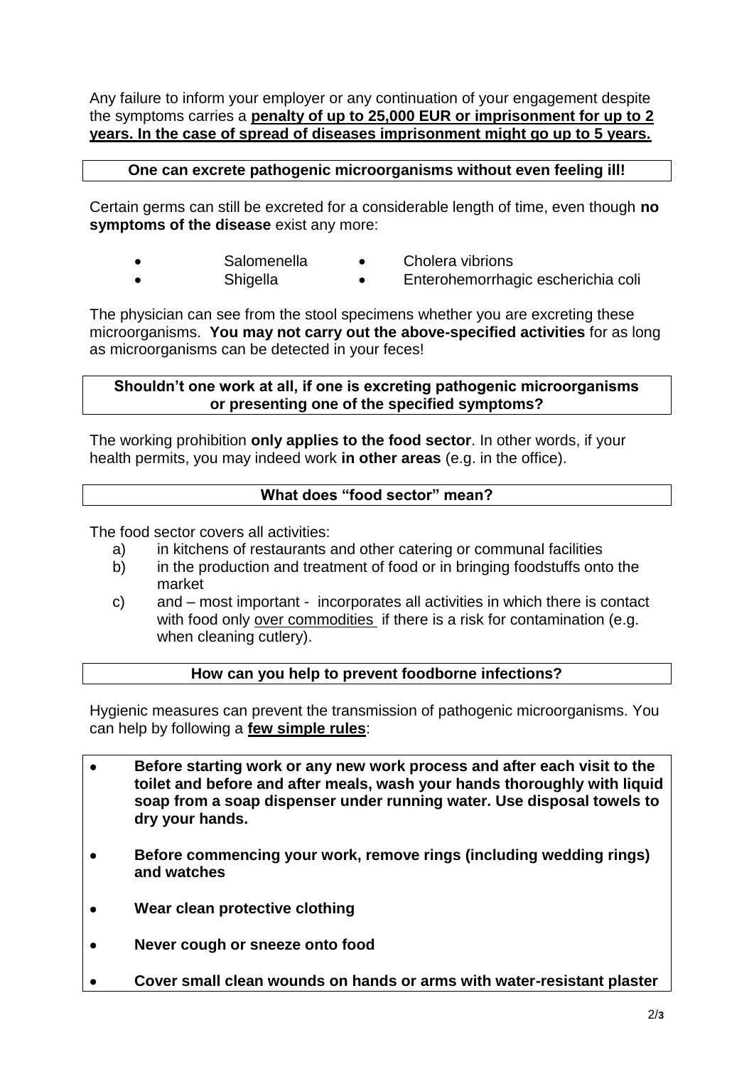Any failure to inform your employer or any continuation of your engagement despite the symptoms carries a **penalty of up to 25,000 EUR or imprisonment for up to 2 years. In the case of spread of diseases imprisonment might go up to 5 years.**

**One can excrete pathogenic microorganisms without even feeling ill!**

Certain germs can still be excreted for a considerable length of time, even though **no symptoms of the disease** exist any more:

- Salomenella
- Shigella
- Cholera vibrions
- Enterohemorrhagic escherichia coli

The physician can see from the stool specimens whether you are excreting these microorganisms. **You may not carry out the above-specified activities** for as long as microorganisms can be detected in your feces!

**Shouldn't one work at all, if one is excreting pathogenic microorganisms or presenting one of the specified symptoms?**

The working prohibition **only applies to the food sector**. In other words, if your health permits, you may indeed work **in other areas** (e.g. in the office).

**What does "food sector" mean?**

The food sector covers all activities:

a) in kitchens of restaurants and other catering or communal facilities
b) in the production and treatment of food or in bringing foodstuffs onto the market
c) and – most important - incorporates all activities in which there is contact with food only over commodities if there is a risk for contamination (e.g. when cleaning cutlery).

**How can you help to prevent foodborne infections?**

Hygienic measures can prevent the transmission of pathogenic microorganisms. You can help by following a **few simple rules**:

- **Before starting work or any new work process and after each visit to the toilet and before and after meals, wash your hands thoroughly with liquid soap from a soap dispenser under running water. Use disposal towels to dry your hands.**
- **Before commencing your work, remove rings (including wedding rings) and watches**
- **Wear clean protective clothing**
- **Never cough or sneeze onto food**
- **Cover small clean wounds on hands or arms with water-resistant plaster**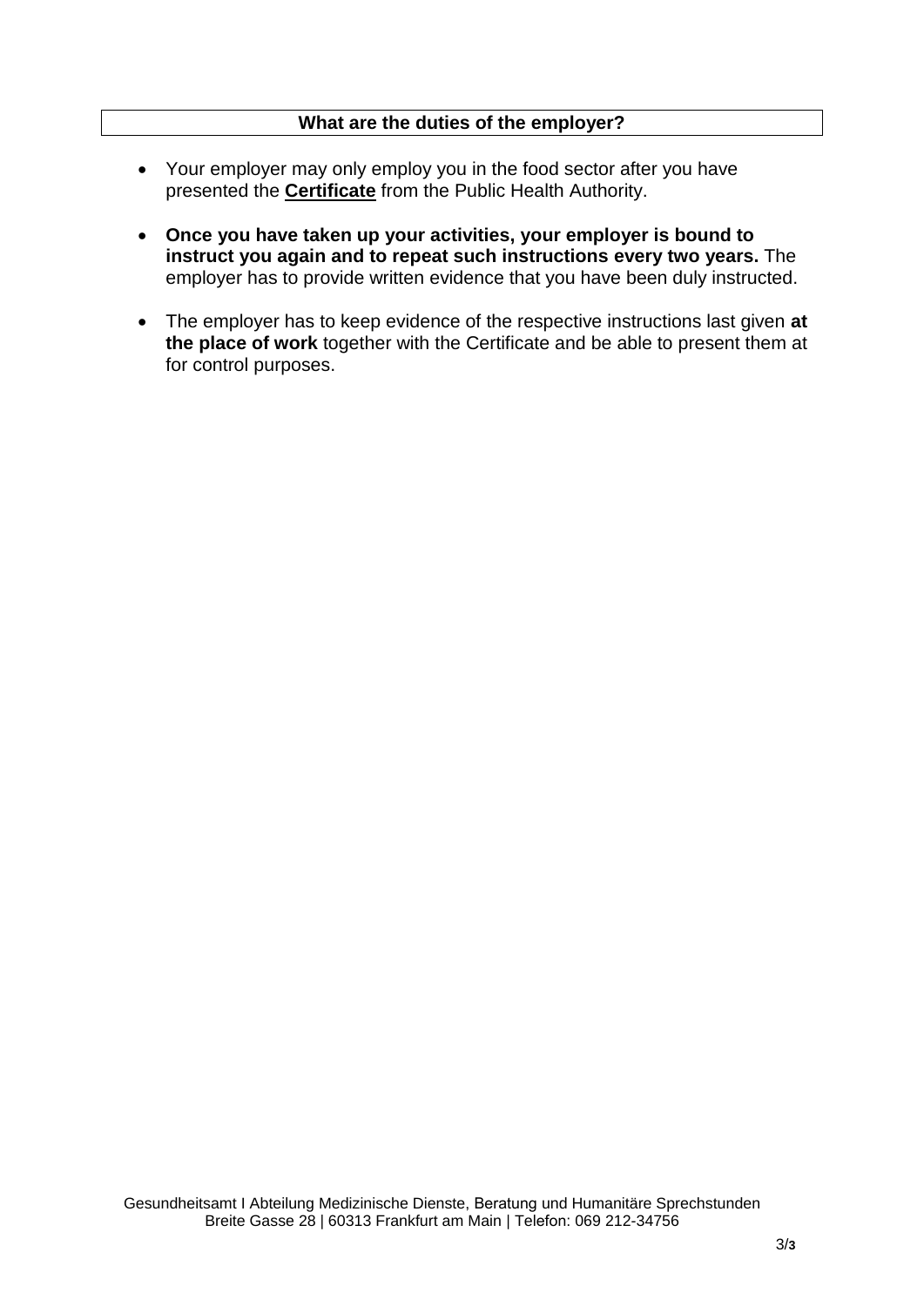## What are the duties of the employer?

- Your employer may only employ you in the food sector after you have presented the **Certificate** from the Public Health Authority.
- **Once you have taken up your activities, your employer is bound to instruct you again and to repeat such instructions every two years.** The employer has to provide written evidence that you have been duly instructed.
- The employer has to keep evidence of the respective instructions last given **at the place of work** together with the Certificate and be able to present them at for control purposes.